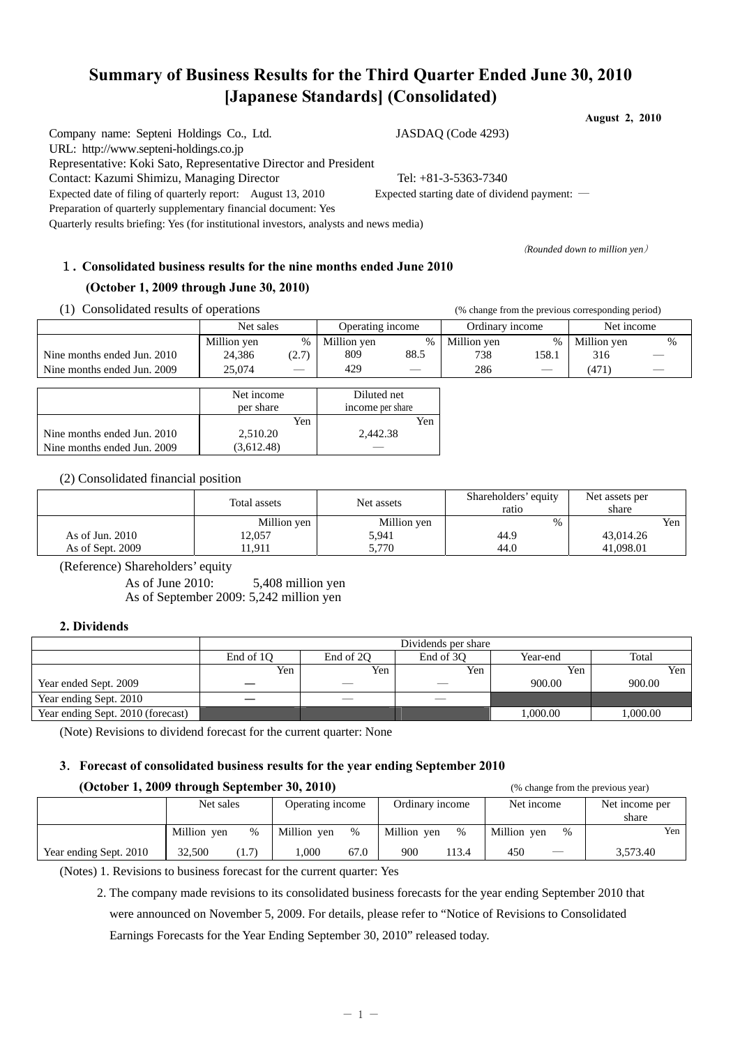# Summary of Business Results for the Third Quarter Ended June 30, 2010 [Japanese Standards] (Consolidated)

**August 2, 2010**

Company name: Septeni Holdings Co., Ltd. JASDAQ (Code 4293)
URL: http://www.septeni-holdings.co.jp
Representative: Koki Sato, Representative Director and President
Contact: Kazumi Shimizu, Managing Director Tel: +81-3-5363-7340
Expected date of filing of quarterly report: August 13, 2010 Expected starting date of dividend payment: —
Preparation of quarterly supplementary financial document: Yes
Quarterly results briefing: Yes (for institutional investors, analysts and news media)

*(Rounded down to million yen)*

## 1. Consolidated business results for the nine months ended June 2010 (October 1, 2009 through June 30, 2010)

(1) Consolidated results of operations (% change from the previous corresponding period)

| | Net sales | | Operating income | | Ordinary income | | Net income | |
|---|---|---|---|---|---|---|---|---|
| | Million yen | % | Million yen | % | Million yen | % | Million yen | % |
| Nine months ended Jun. 2010 | 24,386 | (2.7) | 809 | 88.5 | 738 | 158.1 | 316 | — |
| Nine months ended Jun. 2009 | 25,074 | — | 429 | — | 286 | — | (471) | — |

| | Net income per share | Diluted net income per share |
|---|---|---|
| | Yen | Yen |
| Nine months ended Jun. 2010 | 2,510.20 | 2,442.38 |
| Nine months ended Jun. 2009 | (3,612.48) | — |

(2) Consolidated financial position

| | Total assets | Net assets | Shareholders' equity ratio | Net assets per share |
|---|---|---|---|---|
| | Million yen | Million yen | % | Yen |
| As of Jun. 2010 | 12,057 | 5,941 | 44.9 | 43,014.26 |
| As of Sept. 2009 | 11,911 | 5,770 | 44.0 | 41,098.01 |

(Reference) Shareholders' equity
As of June 2010: 5,408 million yen
As of September 2009: 5,242 million yen

## 2. Dividends

| | Dividends per share | | | | |
|---|---|---|---|---|---|
| | End of 1Q | End of 2Q | End of 3Q | Year-end | Total |
| | Yen | Yen | Yen | Yen | Yen |
| Year ended Sept. 2009 | — | — | — | 900.00 | 900.00 |
| Year ending Sept. 2010 | — | — | — | | |
| Year ending Sept. 2010 (forecast) | | | | 1,000.00 | 1,000.00 |

(Note) Revisions to dividend forecast for the current quarter: None

## 3. Forecast of consolidated business results for the year ending September 2010 (October 1, 2009 through September 30, 2010)

(% change from the previous year)

| | Net sales | | Operating income | | Ordinary income | | Net income | | Net income per share |
|---|---|---|---|---|---|---|---|---|---|
| | Million yen | % | Million yen | % | Million yen | % | Million yen | % | Yen |
| Year ending Sept. 2010 | 32,500 | (1.7) | 1,000 | 67.0 | 900 | 113.4 | 450 | — | 3,573.40 |

(Notes) 1. Revisions to business forecast for the current quarter: Yes

2. The company made revisions to its consolidated business forecasts for the year ending September 2010 that were announced on November 5, 2009. For details, please refer to "Notice of Revisions to Consolidated Earnings Forecasts for the Year Ending September 30, 2010" released today.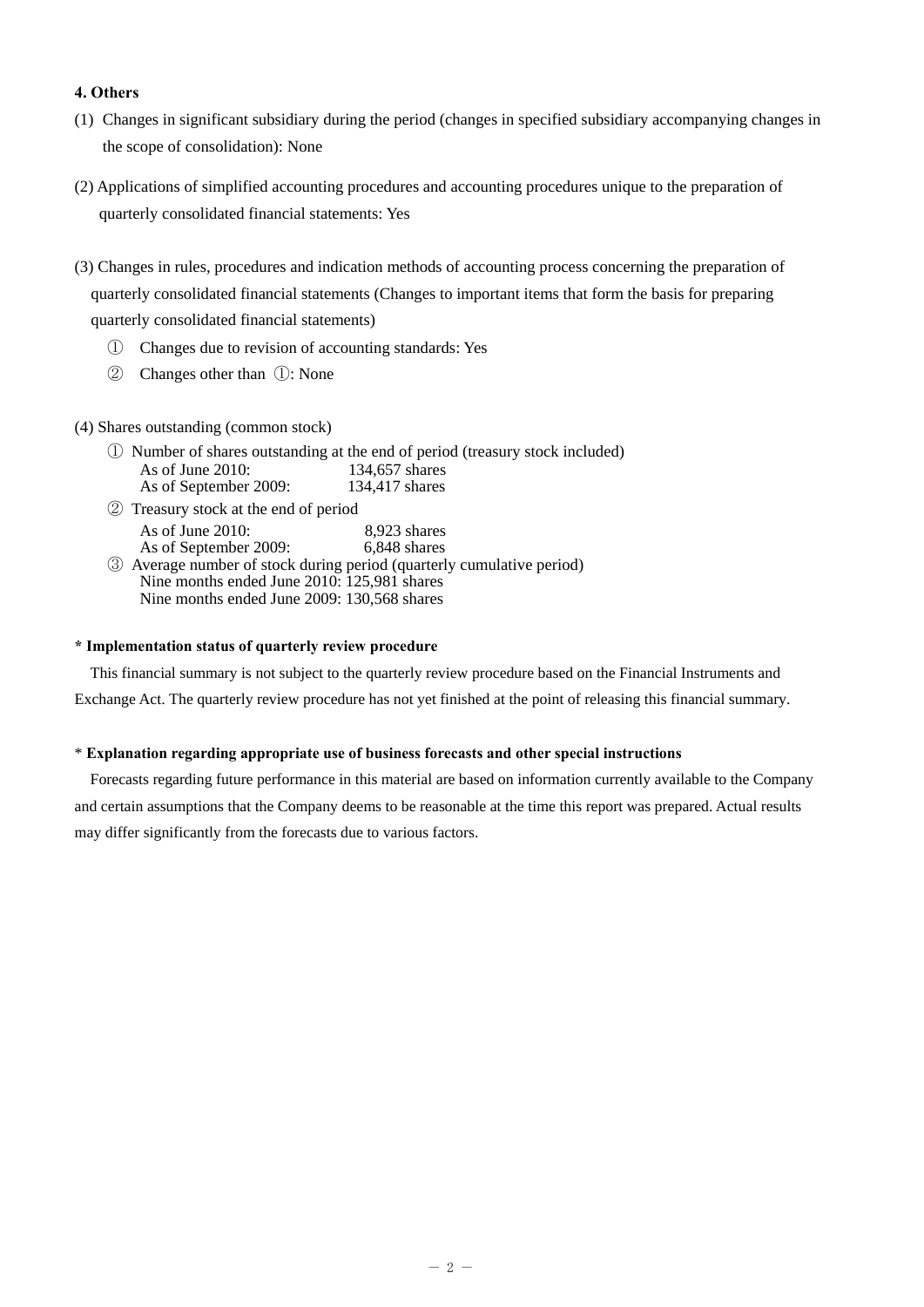**4. Others**

(1) Changes in significant subsidiary during the period (changes in specified subsidiary accompanying changes in the scope of consolidation): None

(2) Applications of simplified accounting procedures and accounting procedures unique to the preparation of quarterly consolidated financial statements: Yes

(3) Changes in rules, procedures and indication methods of accounting process concerning the preparation of quarterly consolidated financial statements (Changes to important items that form the basis for preparing quarterly consolidated financial statements)

① Changes due to revision of accounting standards: Yes

② Changes other than ①: None

(4) Shares outstanding (common stock)

① Number of shares outstanding at the end of period (treasury stock included)

| | |
|---|---|
| As of June 2010: | 134,657 shares |
| As of September 2009: | 134,417 shares |

② Treasury stock at the end of period

| | |
|---|---|
| As of June 2010: | 8,923 shares |
| As of September 2009: | 6,848 shares |

③ Average number of stock during period (quarterly cumulative period)

Nine months ended June 2010: 125,981 shares
Nine months ended June 2009: 130,568 shares

**\* Implementation status of quarterly review procedure**

This financial summary is not subject to the quarterly review procedure based on the Financial Instruments and Exchange Act. The quarterly review procedure has not yet finished at the point of releasing this financial summary.

\* **Explanation regarding appropriate use of business forecasts and other special instructions**

Forecasts regarding future performance in this material are based on information currently available to the Company and certain assumptions that the Company deems to be reasonable at the time this report was prepared. Actual results may differ significantly from the forecasts due to various factors.